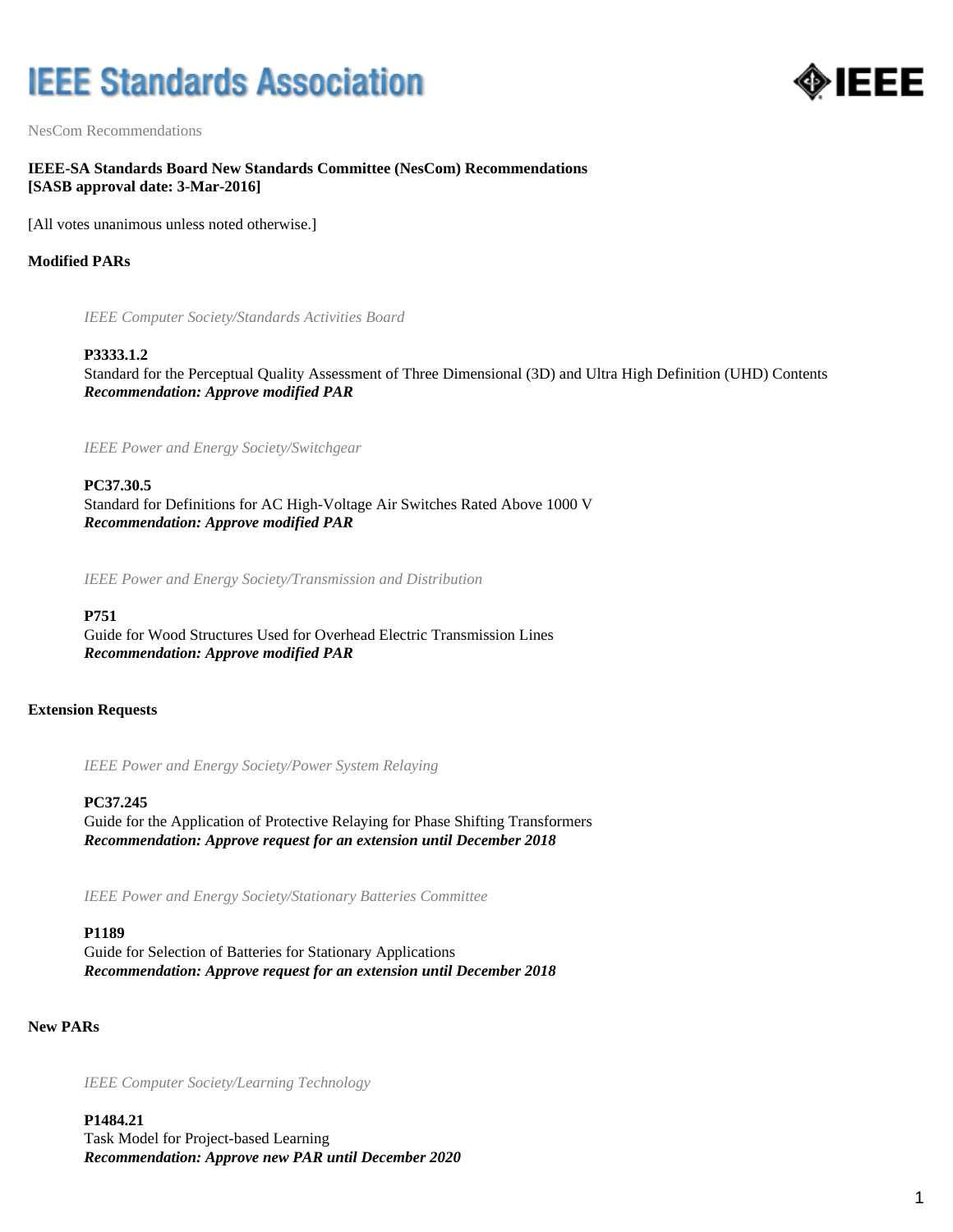# IEEE Standards Association

NesCom Recommendations

**IEEE-SA Standards Board New Standards Committee (NesCom) Recommendations**
**[SASB approval date: 3-Mar-2016]**

[All votes unanimous unless noted otherwise.]

## Modified PARs

*IEEE Computer Society/Standards Activities Board*

**P3333.1.2**
Standard for the Perceptual Quality Assessment of Three Dimensional (3D) and Ultra High Definition (UHD) Contents
***Recommendation: Approve modified PAR***

*IEEE Power and Energy Society/Switchgear*

**PC37.30.5**
Standard for Definitions for AC High-Voltage Air Switches Rated Above 1000 V
***Recommendation: Approve modified PAR***

*IEEE Power and Energy Society/Transmission and Distribution*

**P751**
Guide for Wood Structures Used for Overhead Electric Transmission Lines
***Recommendation: Approve modified PAR***

## Extension Requests

*IEEE Power and Energy Society/Power System Relaying*

**PC37.245**
Guide for the Application of Protective Relaying for Phase Shifting Transformers
***Recommendation: Approve request for an extension until December 2018***

*IEEE Power and Energy Society/Stationary Batteries Committee*

**P1189**
Guide for Selection of Batteries for Stationary Applications
***Recommendation: Approve request for an extension until December 2018***

## New PARs

*IEEE Computer Society/Learning Technology*

**P1484.21**
Task Model for Project-based Learning
***Recommendation: Approve new PAR until December 2020***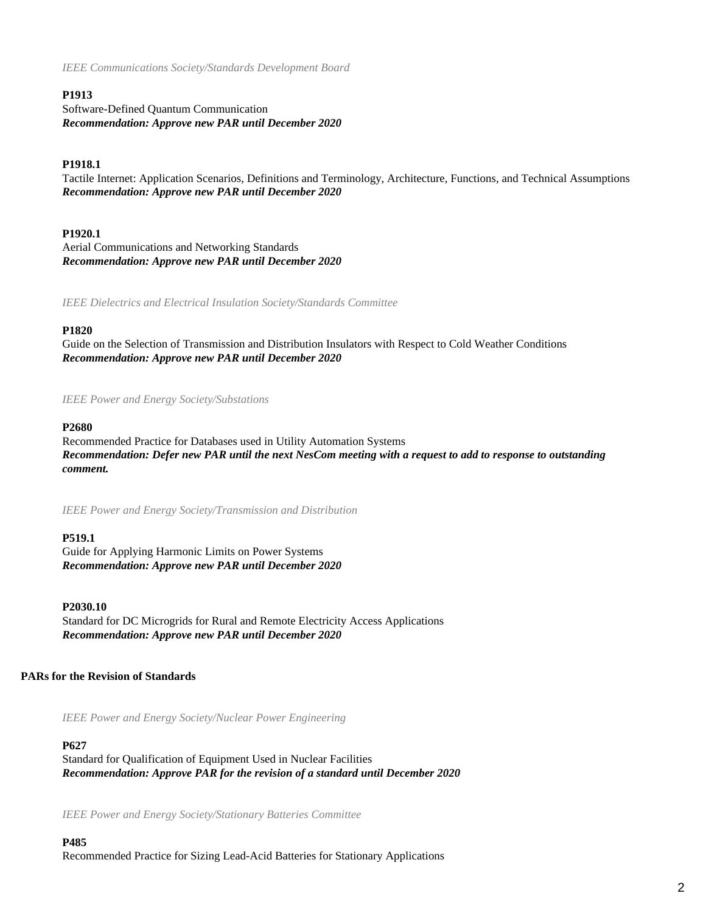*IEEE Communications Society/Standards Development Board*

**P1913**
Software-Defined Quantum Communication
***Recommendation: Approve new PAR until December 2020***

**P1918.1**
Tactile Internet: Application Scenarios, Definitions and Terminology, Architecture, Functions, and Technical Assumptions
***Recommendation: Approve new PAR until December 2020***

**P1920.1**
Aerial Communications and Networking Standards
***Recommendation: Approve new PAR until December 2020***

*IEEE Dielectrics and Electrical Insulation Society/Standards Committee*

**P1820**
Guide on the Selection of Transmission and Distribution Insulators with Respect to Cold Weather Conditions
***Recommendation: Approve new PAR until December 2020***

*IEEE Power and Energy Society/Substations*

**P2680**
Recommended Practice for Databases used in Utility Automation Systems
***Recommendation: Defer new PAR until the next NesCom meeting with a request to add to response to outstanding comment.***

*IEEE Power and Energy Society/Transmission and Distribution*

**P519.1**
Guide for Applying Harmonic Limits on Power Systems
***Recommendation: Approve new PAR until December 2020***

**P2030.10**
Standard for DC Microgrids for Rural and Remote Electricity Access Applications
***Recommendation: Approve new PAR until December 2020***

**PARs for the Revision of Standards**

*IEEE Power and Energy Society/Nuclear Power Engineering*

**P627**
Standard for Qualification of Equipment Used in Nuclear Facilities
***Recommendation: Approve PAR for the revision of a standard until December 2020***

*IEEE Power and Energy Society/Stationary Batteries Committee*

**P485**
Recommended Practice for Sizing Lead-Acid Batteries for Stationary Applications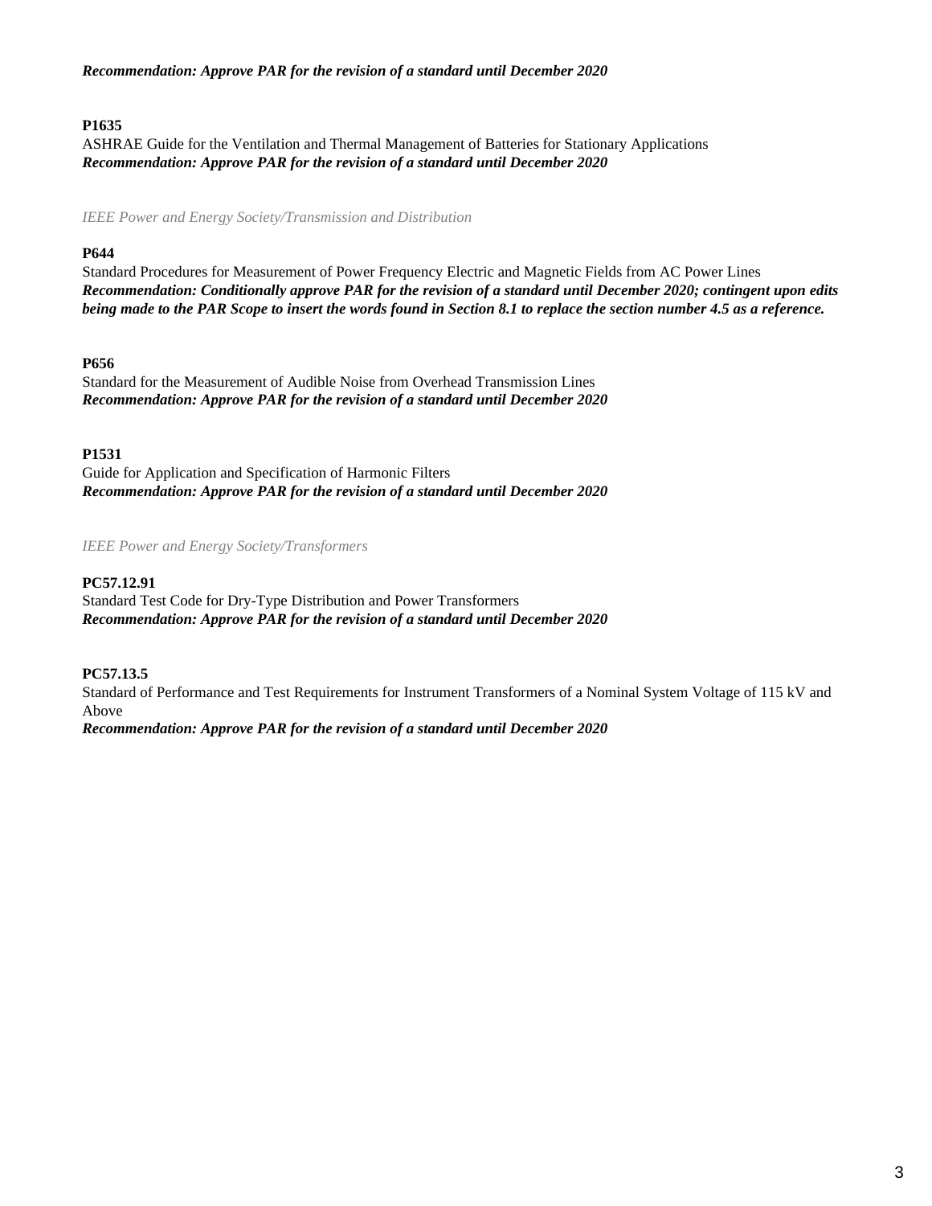***Recommendation: Approve PAR for the revision of a standard until December 2020***

**P1635**

ASHRAE Guide for the Ventilation and Thermal Management of Batteries for Stationary Applications

***Recommendation: Approve PAR for the revision of a standard until December 2020***

*IEEE Power and Energy Society/Transmission and Distribution*

**P644**

Standard Procedures for Measurement of Power Frequency Electric and Magnetic Fields from AC Power Lines

***Recommendation: Conditionally approve PAR for the revision of a standard until December 2020; contingent upon edits being made to the PAR Scope to insert the words found in Section 8.1 to replace the section number 4.5 as a reference.***

**P656**

Standard for the Measurement of Audible Noise from Overhead Transmission Lines

***Recommendation: Approve PAR for the revision of a standard until December 2020***

**P1531**

Guide for Application and Specification of Harmonic Filters

***Recommendation: Approve PAR for the revision of a standard until December 2020***

*IEEE Power and Energy Society/Transformers*

**PC57.12.91**

Standard Test Code for Dry-Type Distribution and Power Transformers

***Recommendation: Approve PAR for the revision of a standard until December 2020***

**PC57.13.5**

Standard of Performance and Test Requirements for Instrument Transformers of a Nominal System Voltage of 115 kV and Above

***Recommendation: Approve PAR for the revision of a standard until December 2020***